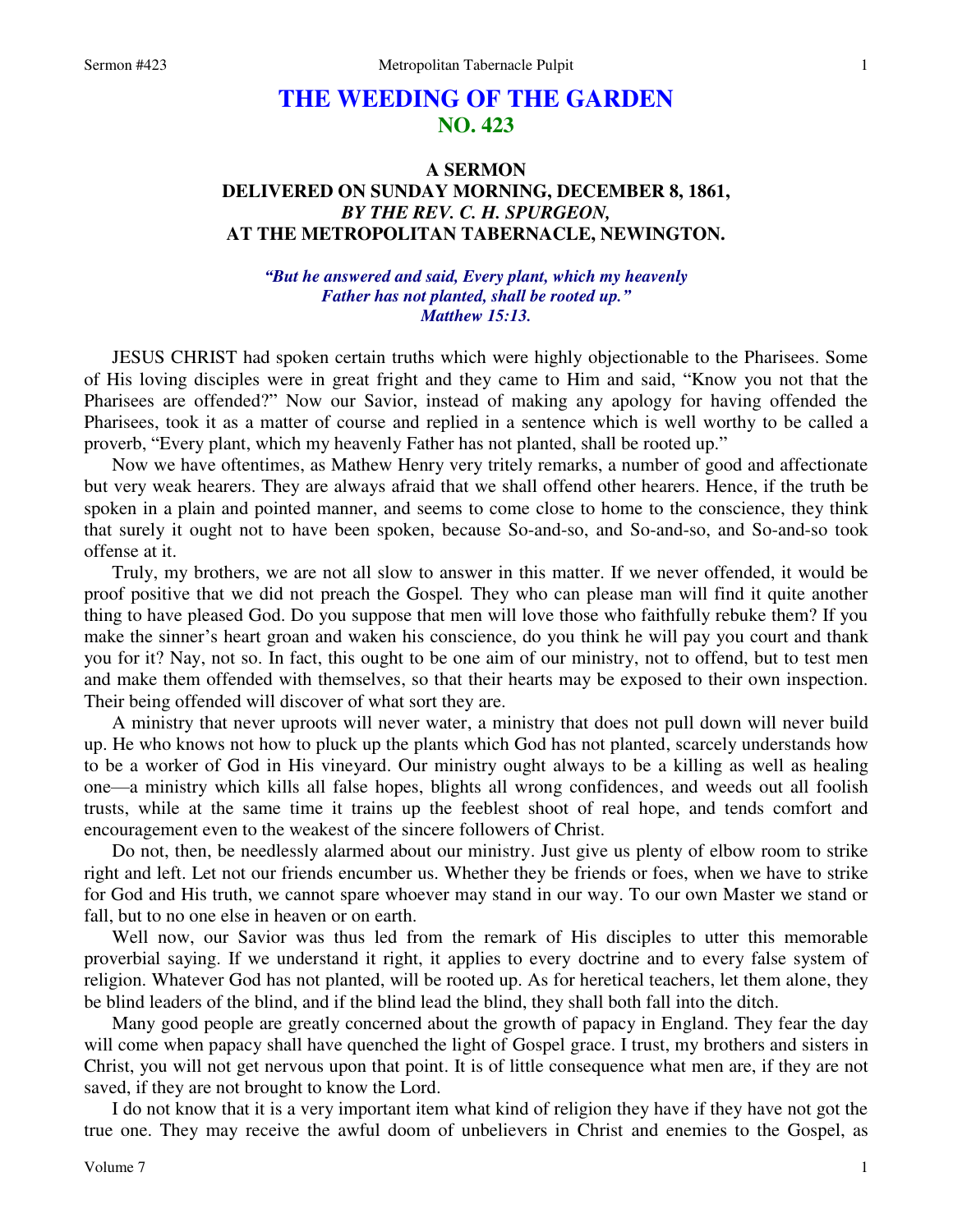# THE WEEDING OF THE GARDEN
## NO. 423

### A SERMON
### DELIVERED ON SUNDAY MORNING, DECEMBER 8, 1861,
### *BY THE REV. C. H. SPURGEON,*
### AT THE METROPOLITAN TABERNACLE, NEWINGTON.

***"But he answered and said, Every plant, which my heavenly Father has not planted, shall be rooted up." Matthew 15:13.***

JESUS CHRIST had spoken certain truths which were highly objectionable to the Pharisees. Some of His loving disciples were in great fright and they came to Him and said, "Know you not that the Pharisees are offended?" Now our Savior, instead of making any apology for having offended the Pharisees, took it as a matter of course and replied in a sentence which is well worthy to be called a proverb, "Every plant, which my heavenly Father has not planted, shall be rooted up."

Now we have oftentimes, as Mathew Henry very tritely remarks, a number of good and affectionate but very weak hearers. They are always afraid that we shall offend other hearers. Hence, if the truth be spoken in a plain and pointed manner, and seems to come close to home to the conscience, they think that surely it ought not to have been spoken, because So-and-so, and So-and-so, and So-and-so took offense at it.

Truly, my brothers, we are not all slow to answer in this matter. If we never offended, it would be proof positive that we did not preach the Gospel. They who can please man will find it quite another thing to have pleased God. Do you suppose that men will love those who faithfully rebuke them? If you make the sinner's heart groan and waken his conscience, do you think he will pay you court and thank you for it? Nay, not so. In fact, this ought to be one aim of our ministry, not to offend, but to test men and make them offended with themselves, so that their hearts may be exposed to their own inspection. Their being offended will discover of what sort they are.

A ministry that never uproots will never water, a ministry that does not pull down will never build up. He who knows not how to pluck up the plants which God has not planted, scarcely understands how to be a worker of God in His vineyard. Our ministry ought always to be a killing as well as healing one—a ministry which kills all false hopes, blights all wrong confidences, and weeds out all foolish trusts, while at the same time it trains up the feeblest shoot of real hope, and tends comfort and encouragement even to the weakest of the sincere followers of Christ.

Do not, then, be needlessly alarmed about our ministry. Just give us plenty of elbow room to strike right and left. Let not our friends encumber us. Whether they be friends or foes, when we have to strike for God and His truth, we cannot spare whoever may stand in our way. To our own Master we stand or fall, but to no one else in heaven or on earth.

Well now, our Savior was thus led from the remark of His disciples to utter this memorable proverbial saying. If we understand it right, it applies to every doctrine and to every false system of religion. Whatever God has not planted, will be rooted up. As for heretical teachers, let them alone, they be blind leaders of the blind, and if the blind lead the blind, they shall both fall into the ditch.

Many good people are greatly concerned about the growth of papacy in England. They fear the day will come when papacy shall have quenched the light of Gospel grace. I trust, my brothers and sisters in Christ, you will not get nervous upon that point. It is of little consequence what men are, if they are not saved, if they are not brought to know the Lord.

I do not know that it is a very important item what kind of religion they have if they have not got the true one. They may receive the awful doom of unbelievers in Christ and enemies to the Gospel, as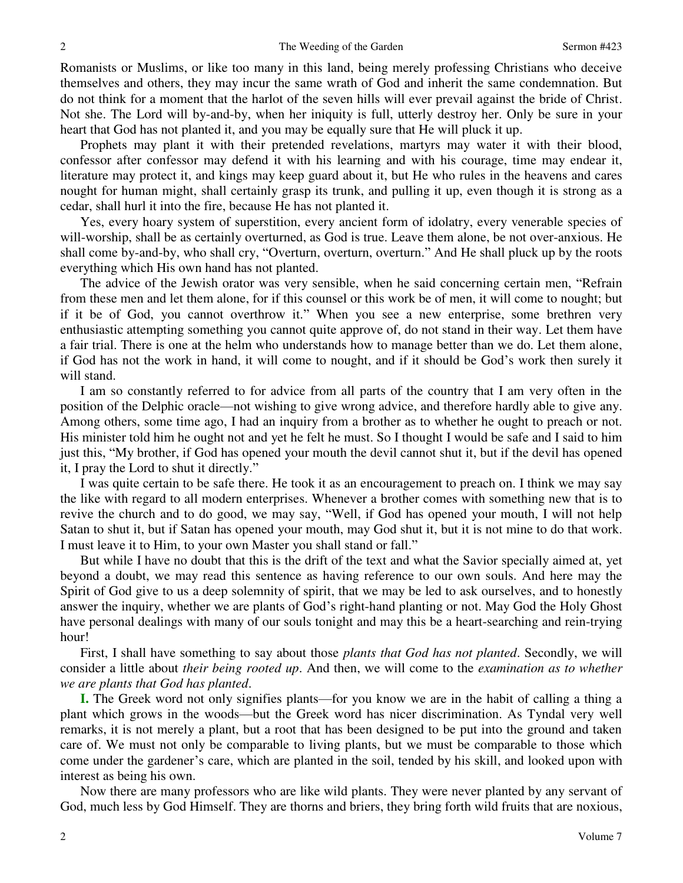Romanists or Muslims, or like too many in this land, being merely professing Christians who deceive themselves and others, they may incur the same wrath of God and inherit the same condemnation. But do not think for a moment that the harlot of the seven hills will ever prevail against the bride of Christ. Not she. The Lord will by-and-by, when her iniquity is full, utterly destroy her. Only be sure in your heart that God has not planted it, and you may be equally sure that He will pluck it up.

Prophets may plant it with their pretended revelations, martyrs may water it with their blood, confessor after confessor may defend it with his learning and with his courage, time may endear it, literature may protect it, and kings may keep guard about it, but He who rules in the heavens and cares nought for human might, shall certainly grasp its trunk, and pulling it up, even though it is strong as a cedar, shall hurl it into the fire, because He has not planted it.

Yes, every hoary system of superstition, every ancient form of idolatry, every venerable species of will-worship, shall be as certainly overturned, as God is true. Leave them alone, be not over-anxious. He shall come by-and-by, who shall cry, "Overturn, overturn, overturn." And He shall pluck up by the roots everything which His own hand has not planted.

The advice of the Jewish orator was very sensible, when he said concerning certain men, "Refrain from these men and let them alone, for if this counsel or this work be of men, it will come to nought; but if it be of God, you cannot overthrow it." When you see a new enterprise, some brethren very enthusiastic attempting something you cannot quite approve of, do not stand in their way. Let them have a fair trial. There is one at the helm who understands how to manage better than we do. Let them alone, if God has not the work in hand, it will come to nought, and if it should be God's work then surely it will stand.

I am so constantly referred to for advice from all parts of the country that I am very often in the position of the Delphic oracle—not wishing to give wrong advice, and therefore hardly able to give any. Among others, some time ago, I had an inquiry from a brother as to whether he ought to preach or not. His minister told him he ought not and yet he felt he must. So I thought I would be safe and I said to him just this, "My brother, if God has opened your mouth the devil cannot shut it, but if the devil has opened it, I pray the Lord to shut it directly."

I was quite certain to be safe there. He took it as an encouragement to preach on. I think we may say the like with regard to all modern enterprises. Whenever a brother comes with something new that is to revive the church and to do good, we may say, "Well, if God has opened your mouth, I will not help Satan to shut it, but if Satan has opened your mouth, may God shut it, but it is not mine to do that work. I must leave it to Him, to your own Master you shall stand or fall."

But while I have no doubt that this is the drift of the text and what the Savior specially aimed at, yet beyond a doubt, we may read this sentence as having reference to our own souls. And here may the Spirit of God give to us a deep solemnity of spirit, that we may be led to ask ourselves, and to honestly answer the inquiry, whether we are plants of God's right-hand planting or not. May God the Holy Ghost have personal dealings with many of our souls tonight and may this be a heart-searching and rein-trying hour!

First, I shall have something to say about those *plants that God has not planted*. Secondly, we will consider a little about *their being rooted up*. And then, we will come to the *examination as to whether we are plants that God has planted*.

**I.** The Greek word not only signifies plants—for you know we are in the habit of calling a thing a plant which grows in the woods—but the Greek word has nicer discrimination. As Tyndal very well remarks, it is not merely a plant, but a root that has been designed to be put into the ground and taken care of. We must not only be comparable to living plants, but we must be comparable to those which come under the gardener's care, which are planted in the soil, tended by his skill, and looked upon with interest as being his own.

Now there are many professors who are like wild plants. They were never planted by any servant of God, much less by God Himself. They are thorns and briers, they bring forth wild fruits that are noxious,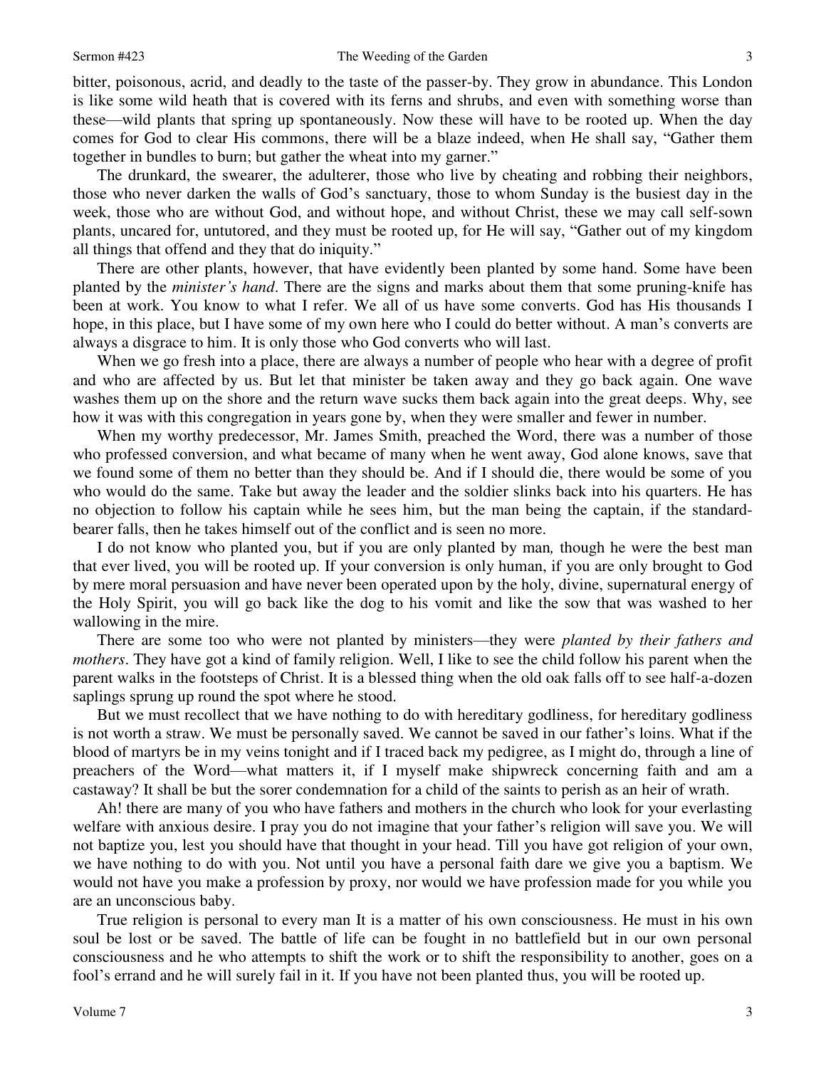bitter, poisonous, acrid, and deadly to the taste of the passer-by. They grow in abundance. This London is like some wild heath that is covered with its ferns and shrubs, and even with something worse than these—wild plants that spring up spontaneously. Now these will have to be rooted up. When the day comes for God to clear His commons, there will be a blaze indeed, when He shall say, "Gather them together in bundles to burn; but gather the wheat into my garner."

The drunkard, the swearer, the adulterer, those who live by cheating and robbing their neighbors, those who never darken the walls of God's sanctuary, those to whom Sunday is the busiest day in the week, those who are without God, and without hope, and without Christ, these we may call self-sown plants, uncared for, untutored, and they must be rooted up, for He will say, "Gather out of my kingdom all things that offend and they that do iniquity."

There are other plants, however, that have evidently been planted by some hand. Some have been planted by the *minister's hand*. There are the signs and marks about them that some pruning-knife has been at work. You know to what I refer. We all of us have some converts. God has His thousands I hope, in this place, but I have some of my own here who I could do better without. A man's converts are always a disgrace to him. It is only those who God converts who will last.

When we go fresh into a place, there are always a number of people who hear with a degree of profit and who are affected by us. But let that minister be taken away and they go back again. One wave washes them up on the shore and the return wave sucks them back again into the great deeps. Why, see how it was with this congregation in years gone by, when they were smaller and fewer in number.

When my worthy predecessor, Mr. James Smith, preached the Word, there was a number of those who professed conversion, and what became of many when he went away, God alone knows, save that we found some of them no better than they should be. And if I should die, there would be some of you who would do the same. Take but away the leader and the soldier slinks back into his quarters. He has no objection to follow his captain while he sees him, but the man being the captain, if the standard-bearer falls, then he takes himself out of the conflict and is seen no more.

I do not know who planted you, but if you are only planted by man*,* though he were the best man that ever lived, you will be rooted up. If your conversion is only human, if you are only brought to God by mere moral persuasion and have never been operated upon by the holy, divine, supernatural energy of the Holy Spirit, you will go back like the dog to his vomit and like the sow that was washed to her wallowing in the mire.

There are some too who were not planted by ministers—they were *planted by their fathers and mothers*. They have got a kind of family religion. Well, I like to see the child follow his parent when the parent walks in the footsteps of Christ. It is a blessed thing when the old oak falls off to see half-a-dozen saplings sprung up round the spot where he stood.

But we must recollect that we have nothing to do with hereditary godliness, for hereditary godliness is not worth a straw. We must be personally saved. We cannot be saved in our father's loins. What if the blood of martyrs be in my veins tonight and if I traced back my pedigree, as I might do, through a line of preachers of the Word—what matters it, if I myself make shipwreck concerning faith and am a castaway? It shall be but the sorer condemnation for a child of the saints to perish as an heir of wrath.

Ah! there are many of you who have fathers and mothers in the church who look for your everlasting welfare with anxious desire. I pray you do not imagine that your father's religion will save you. We will not baptize you, lest you should have that thought in your head. Till you have got religion of your own, we have nothing to do with you. Not until you have a personal faith dare we give you a baptism. We would not have you make a profession by proxy, nor would we have profession made for you while you are an unconscious baby.

True religion is personal to every man It is a matter of his own consciousness. He must in his own soul be lost or be saved. The battle of life can be fought in no battlefield but in our own personal consciousness and he who attempts to shift the work or to shift the responsibility to another, goes on a fool's errand and he will surely fail in it. If you have not been planted thus, you will be rooted up.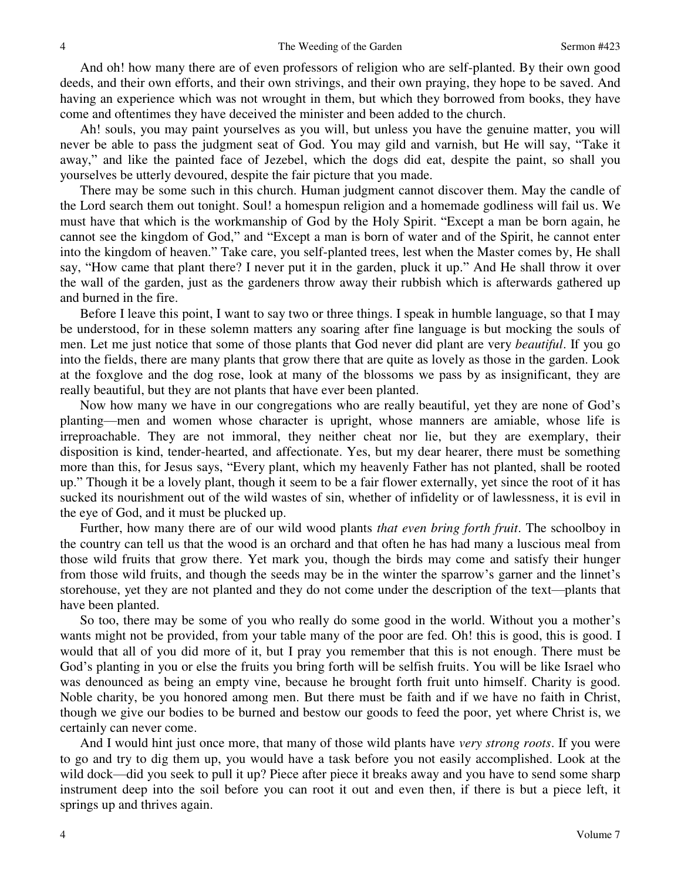And oh! how many there are of even professors of religion who are self-planted. By their own good deeds, and their own efforts, and their own strivings, and their own praying, they hope to be saved. And having an experience which was not wrought in them, but which they borrowed from books, they have come and oftentimes they have deceived the minister and been added to the church.

Ah! souls, you may paint yourselves as you will, but unless you have the genuine matter, you will never be able to pass the judgment seat of God. You may gild and varnish, but He will say, "Take it away," and like the painted face of Jezebel, which the dogs did eat, despite the paint, so shall you yourselves be utterly devoured, despite the fair picture that you made.

There may be some such in this church. Human judgment cannot discover them. May the candle of the Lord search them out tonight. Soul! a homespun religion and a homemade godliness will fail us. We must have that which is the workmanship of God by the Holy Spirit. "Except a man be born again, he cannot see the kingdom of God," and "Except a man is born of water and of the Spirit, he cannot enter into the kingdom of heaven." Take care, you self-planted trees, lest when the Master comes by, He shall say, "How came that plant there? I never put it in the garden, pluck it up." And He shall throw it over the wall of the garden, just as the gardeners throw away their rubbish which is afterwards gathered up and burned in the fire.

Before I leave this point, I want to say two or three things. I speak in humble language, so that I may be understood, for in these solemn matters any soaring after fine language is but mocking the souls of men. Let me just notice that some of those plants that God never did plant are very *beautiful*. If you go into the fields, there are many plants that grow there that are quite as lovely as those in the garden. Look at the foxglove and the dog rose, look at many of the blossoms we pass by as insignificant, they are really beautiful, but they are not plants that have ever been planted.

Now how many we have in our congregations who are really beautiful, yet they are none of God's planting—men and women whose character is upright, whose manners are amiable, whose life is irreproachable. They are not immoral, they neither cheat nor lie, but they are exemplary, their disposition is kind, tender-hearted, and affectionate. Yes, but my dear hearer, there must be something more than this, for Jesus says, "Every plant, which my heavenly Father has not planted, shall be rooted up." Though it be a lovely plant, though it seem to be a fair flower externally, yet since the root of it has sucked its nourishment out of the wild wastes of sin, whether of infidelity or of lawlessness, it is evil in the eye of God, and it must be plucked up.

Further, how many there are of our wild wood plants *that even bring forth fruit*. The schoolboy in the country can tell us that the wood is an orchard and that often he has had many a luscious meal from those wild fruits that grow there. Yet mark you, though the birds may come and satisfy their hunger from those wild fruits, and though the seeds may be in the winter the sparrow's garner and the linnet's storehouse, yet they are not planted and they do not come under the description of the text—plants that have been planted.

So too, there may be some of you who really do some good in the world. Without you a mother's wants might not be provided, from your table many of the poor are fed. Oh! this is good, this is good. I would that all of you did more of it, but I pray you remember that this is not enough. There must be God's planting in you or else the fruits you bring forth will be selfish fruits. You will be like Israel who was denounced as being an empty vine, because he brought forth fruit unto himself. Charity is good. Noble charity, be you honored among men. But there must be faith and if we have no faith in Christ, though we give our bodies to be burned and bestow our goods to feed the poor, yet where Christ is, we certainly can never come.

And I would hint just once more, that many of those wild plants have *very strong roots*. If you were to go and try to dig them up, you would have a task before you not easily accomplished. Look at the wild dock—did you seek to pull it up? Piece after piece it breaks away and you have to send some sharp instrument deep into the soil before you can root it out and even then, if there is but a piece left, it springs up and thrives again.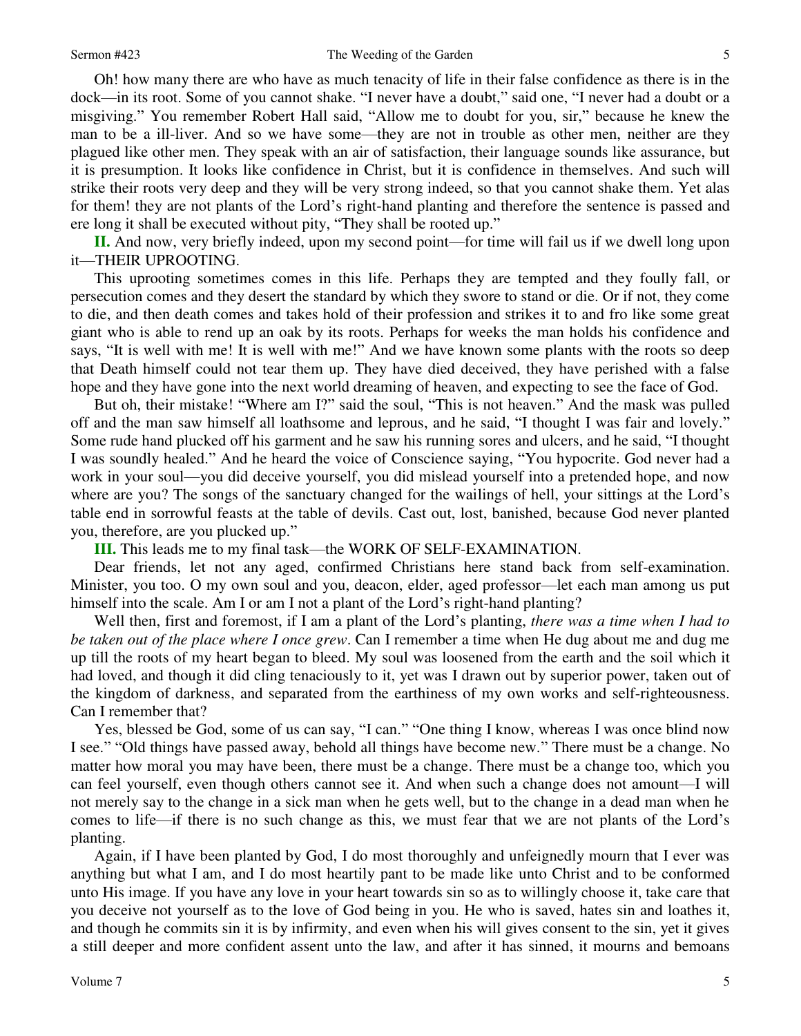Oh! how many there are who have as much tenacity of life in their false confidence as there is in the dock—in its root. Some of you cannot shake. "I never have a doubt," said one, "I never had a doubt or a misgiving." You remember Robert Hall said, "Allow me to doubt for you, sir," because he knew the man to be a ill-liver. And so we have some—they are not in trouble as other men, neither are they plagued like other men. They speak with an air of satisfaction, their language sounds like assurance, but it is presumption. It looks like confidence in Christ, but it is confidence in themselves. And such will strike their roots very deep and they will be very strong indeed, so that you cannot shake them. Yet alas for them! they are not plants of the Lord's right-hand planting and therefore the sentence is passed and ere long it shall be executed without pity, "They shall be rooted up."

**II.** And now, very briefly indeed, upon my second point—for time will fail us if we dwell long upon it—THEIR UPROOTING.

This uprooting sometimes comes in this life. Perhaps they are tempted and they foully fall, or persecution comes and they desert the standard by which they swore to stand or die. Or if not, they come to die, and then death comes and takes hold of their profession and strikes it to and fro like some great giant who is able to rend up an oak by its roots. Perhaps for weeks the man holds his confidence and says, "It is well with me! It is well with me!" And we have known some plants with the roots so deep that Death himself could not tear them up. They have died deceived, they have perished with a false hope and they have gone into the next world dreaming of heaven, and expecting to see the face of God.

But oh, their mistake! "Where am I?" said the soul, "This is not heaven." And the mask was pulled off and the man saw himself all loathsome and leprous, and he said, "I thought I was fair and lovely." Some rude hand plucked off his garment and he saw his running sores and ulcers, and he said, "I thought I was soundly healed." And he heard the voice of Conscience saying, "You hypocrite. God never had a work in your soul—you did deceive yourself, you did mislead yourself into a pretended hope, and now where are you? The songs of the sanctuary changed for the wailings of hell, your sittings at the Lord's table end in sorrowful feasts at the table of devils. Cast out, lost, banished, because God never planted you, therefore, are you plucked up."

**III.** This leads me to my final task—the WORK OF SELF-EXAMINATION.

Dear friends, let not any aged, confirmed Christians here stand back from self-examination. Minister, you too. O my own soul and you, deacon, elder, aged professor—let each man among us put himself into the scale. Am I or am I not a plant of the Lord's right-hand planting?

Well then, first and foremost, if I am a plant of the Lord's planting, *there was a time when I had to be taken out of the place where I once grew*. Can I remember a time when He dug about me and dug me up till the roots of my heart began to bleed. My soul was loosened from the earth and the soil which it had loved, and though it did cling tenaciously to it, yet was I drawn out by superior power, taken out of the kingdom of darkness, and separated from the earthiness of my own works and self-righteousness. Can I remember that?

Yes, blessed be God, some of us can say, "I can." "One thing I know, whereas I was once blind now I see." "Old things have passed away, behold all things have become new." There must be a change. No matter how moral you may have been, there must be a change. There must be a change too, which you can feel yourself, even though others cannot see it. And when such a change does not amount—I will not merely say to the change in a sick man when he gets well, but to the change in a dead man when he comes to life—if there is no such change as this, we must fear that we are not plants of the Lord's planting.

Again, if I have been planted by God, I do most thoroughly and unfeignedly mourn that I ever was anything but what I am, and I do most heartily pant to be made like unto Christ and to be conformed unto His image. If you have any love in your heart towards sin so as to willingly choose it, take care that you deceive not yourself as to the love of God being in you. He who is saved, hates sin and loathes it, and though he commits sin it is by infirmity, and even when his will gives consent to the sin, yet it gives a still deeper and more confident assent unto the law, and after it has sinned, it mourns and bemoans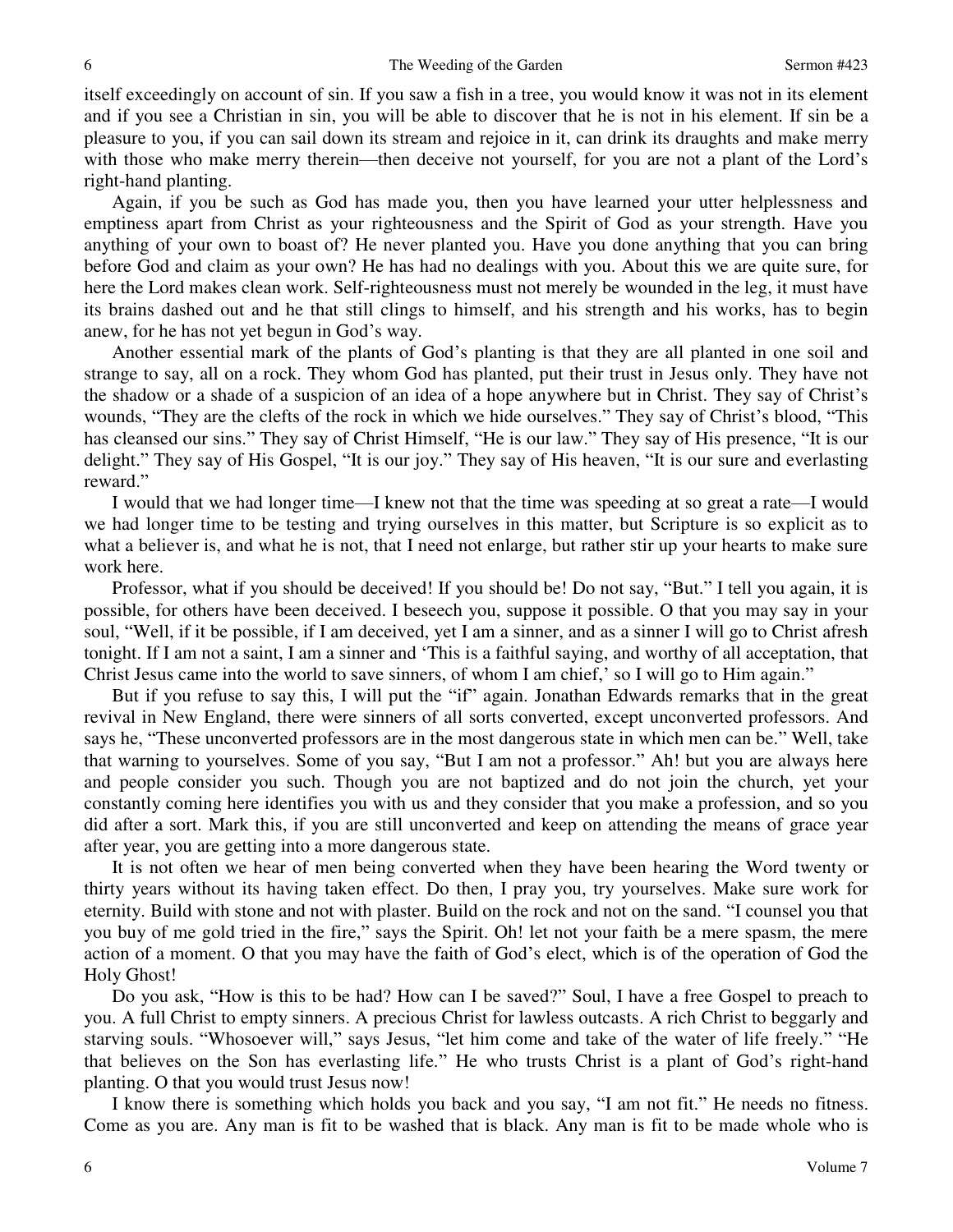itself exceedingly on account of sin. If you saw a fish in a tree, you would know it was not in its element and if you see a Christian in sin, you will be able to discover that he is not in his element. If sin be a pleasure to you, if you can sail down its stream and rejoice in it, can drink its draughts and make merry with those who make merry therein—then deceive not yourself, for you are not a plant of the Lord's right-hand planting.

Again, if you be such as God has made you, then you have learned your utter helplessness and emptiness apart from Christ as your righteousness and the Spirit of God as your strength. Have you anything of your own to boast of? He never planted you. Have you done anything that you can bring before God and claim as your own? He has had no dealings with you. About this we are quite sure, for here the Lord makes clean work. Self-righteousness must not merely be wounded in the leg, it must have its brains dashed out and he that still clings to himself, and his strength and his works, has to begin anew, for he has not yet begun in God's way.

Another essential mark of the plants of God's planting is that they are all planted in one soil and strange to say, all on a rock. They whom God has planted, put their trust in Jesus only. They have not the shadow or a shade of a suspicion of an idea of a hope anywhere but in Christ. They say of Christ's wounds, "They are the clefts of the rock in which we hide ourselves." They say of Christ's blood, "This has cleansed our sins." They say of Christ Himself, "He is our law." They say of His presence, "It is our delight." They say of His Gospel, "It is our joy." They say of His heaven, "It is our sure and everlasting reward."

I would that we had longer time—I knew not that the time was speeding at so great a rate—I would we had longer time to be testing and trying ourselves in this matter, but Scripture is so explicit as to what a believer is, and what he is not, that I need not enlarge, but rather stir up your hearts to make sure work here.

Professor, what if you should be deceived! If you should be! Do not say, "But." I tell you again, it is possible, for others have been deceived. I beseech you, suppose it possible. O that you may say in your soul, "Well, if it be possible, if I am deceived, yet I am a sinner, and as a sinner I will go to Christ afresh tonight. If I am not a saint, I am a sinner and 'This is a faithful saying, and worthy of all acceptation, that Christ Jesus came into the world to save sinners, of whom I am chief,' so I will go to Him again."

But if you refuse to say this, I will put the "if" again. Jonathan Edwards remarks that in the great revival in New England, there were sinners of all sorts converted, except unconverted professors. And says he, "These unconverted professors are in the most dangerous state in which men can be." Well, take that warning to yourselves. Some of you say, "But I am not a professor." Ah! but you are always here and people consider you such. Though you are not baptized and do not join the church, yet your constantly coming here identifies you with us and they consider that you make a profession, and so you did after a sort. Mark this, if you are still unconverted and keep on attending the means of grace year after year, you are getting into a more dangerous state.

It is not often we hear of men being converted when they have been hearing the Word twenty or thirty years without its having taken effect. Do then, I pray you, try yourselves. Make sure work for eternity. Build with stone and not with plaster. Build on the rock and not on the sand. "I counsel you that you buy of me gold tried in the fire," says the Spirit. Oh! let not your faith be a mere spasm, the mere action of a moment. O that you may have the faith of God's elect, which is of the operation of God the Holy Ghost!

Do you ask, "How is this to be had? How can I be saved?" Soul, I have a free Gospel to preach to you. A full Christ to empty sinners. A precious Christ for lawless outcasts. A rich Christ to beggarly and starving souls. "Whosoever will," says Jesus, "let him come and take of the water of life freely." "He that believes on the Son has everlasting life." He who trusts Christ is a plant of God's right-hand planting. O that you would trust Jesus now!

I know there is something which holds you back and you say, "I am not fit." He needs no fitness. Come as you are. Any man is fit to be washed that is black. Any man is fit to be made whole who is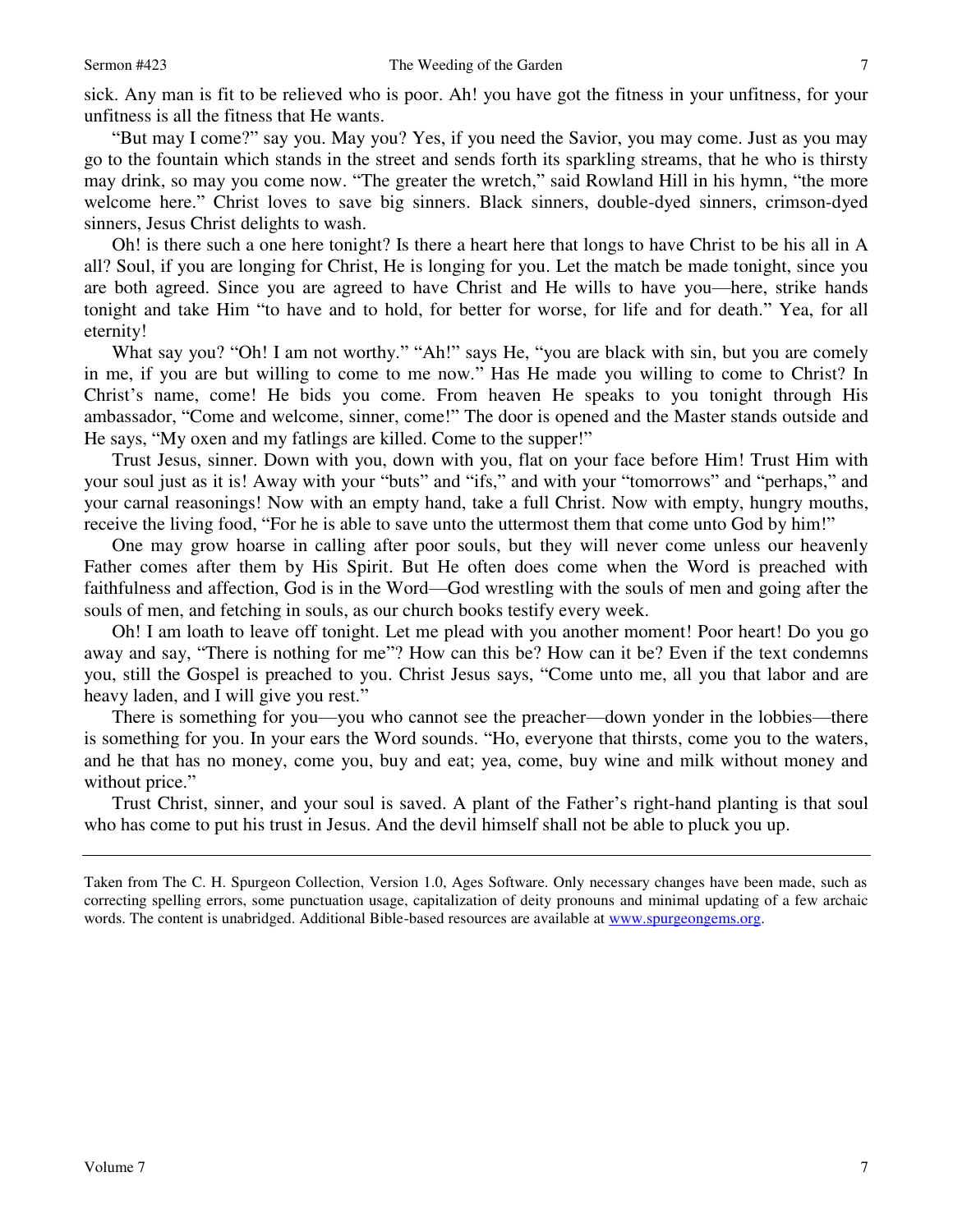sick. Any man is fit to be relieved who is poor. Ah! you have got the fitness in your unfitness, for your unfitness is all the fitness that He wants.

"But may I come?" say you. May you? Yes, if you need the Savior, you may come. Just as you may go to the fountain which stands in the street and sends forth its sparkling streams, that he who is thirsty may drink, so may you come now. "The greater the wretch," said Rowland Hill in his hymn, "the more welcome here." Christ loves to save big sinners. Black sinners, double-dyed sinners, crimson-dyed sinners, Jesus Christ delights to wash.

Oh! is there such a one here tonight? Is there a heart here that longs to have Christ to be his all in A all? Soul, if you are longing for Christ, He is longing for you. Let the match be made tonight, since you are both agreed. Since you are agreed to have Christ and He wills to have you—here, strike hands tonight and take Him "to have and to hold, for better for worse, for life and for death." Yea, for all eternity!

What say you? "Oh! I am not worthy." "Ah!" says He, "you are black with sin, but you are comely in me, if you are but willing to come to me now." Has He made you willing to come to Christ? In Christ's name, come! He bids you come. From heaven He speaks to you tonight through His ambassador, "Come and welcome, sinner, come!" The door is opened and the Master stands outside and He says, "My oxen and my fatlings are killed. Come to the supper!"

Trust Jesus, sinner. Down with you, down with you, flat on your face before Him! Trust Him with your soul just as it is! Away with your "buts" and "ifs," and with your "tomorrows" and "perhaps," and your carnal reasonings! Now with an empty hand, take a full Christ. Now with empty, hungry mouths, receive the living food, "For he is able to save unto the uttermost them that come unto God by him!"

One may grow hoarse in calling after poor souls, but they will never come unless our heavenly Father comes after them by His Spirit. But He often does come when the Word is preached with faithfulness and affection, God is in the Word—God wrestling with the souls of men and going after the souls of men, and fetching in souls, as our church books testify every week.

Oh! I am loath to leave off tonight. Let me plead with you another moment! Poor heart! Do you go away and say, "There is nothing for me"? How can this be? How can it be? Even if the text condemns you, still the Gospel is preached to you. Christ Jesus says, "Come unto me, all you that labor and are heavy laden, and I will give you rest."

There is something for you—you who cannot see the preacher—down yonder in the lobbies—there is something for you. In your ears the Word sounds. "Ho, everyone that thirsts, come you to the waters, and he that has no money, come you, buy and eat; yea, come, buy wine and milk without money and without price."

Trust Christ, sinner, and your soul is saved. A plant of the Father's right-hand planting is that soul who has come to put his trust in Jesus. And the devil himself shall not be able to pluck you up.

---

Taken from The C. H. Spurgeon Collection, Version 1.0, Ages Software. Only necessary changes have been made, such as correcting spelling errors, some punctuation usage, capitalization of deity pronouns and minimal updating of a few archaic words. The content is unabridged. Additional Bible-based resources are available at www.spurgeongems.org.